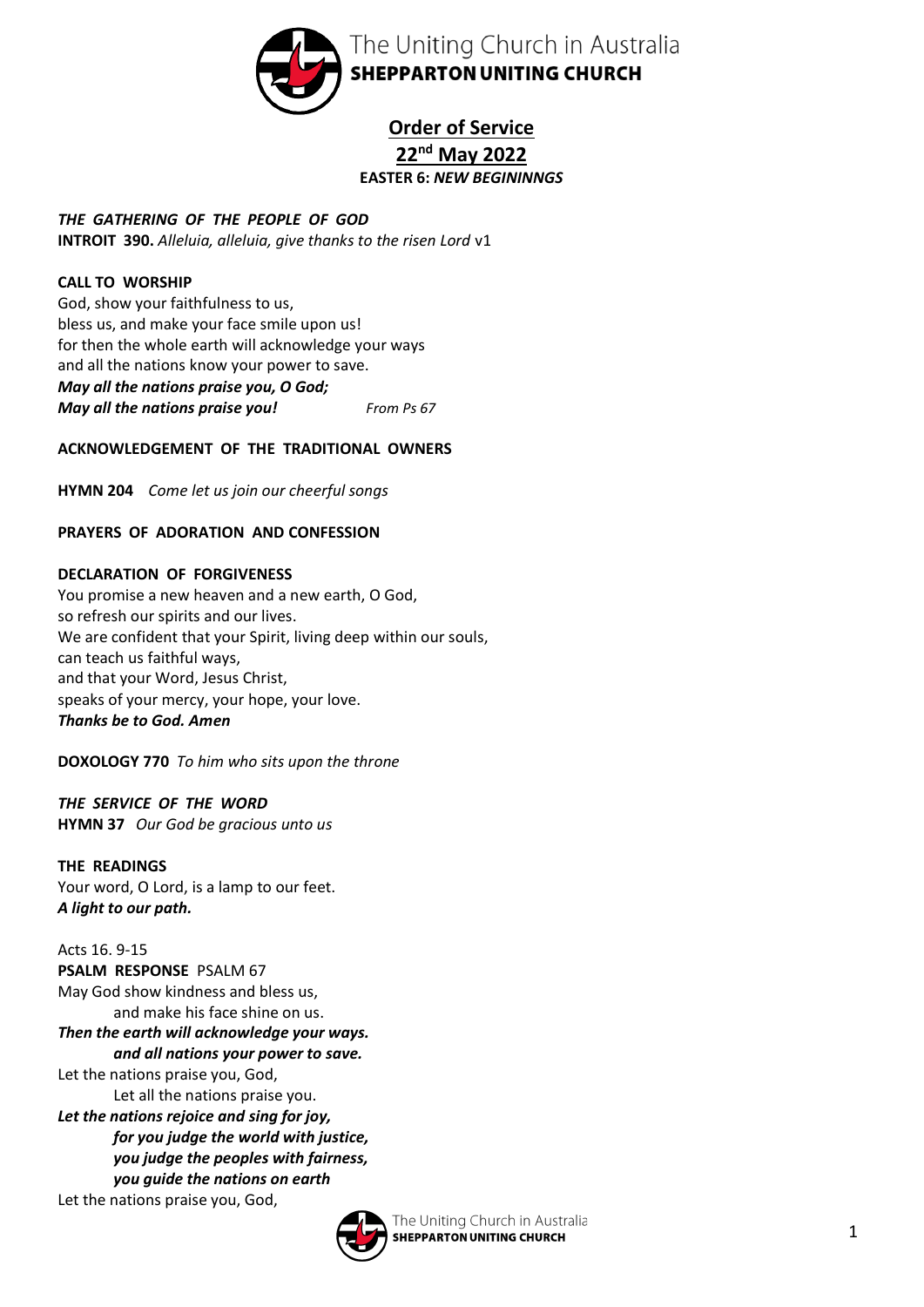The Uniting Church in Australia
**SHEPPARTON UNITING CHURCH**

# Order of Service

## 22nd May 2022

**EASTER 6: *NEW BEGININNGS***

***THE GATHERING OF THE PEOPLE OF GOD***

**INTROIT 390.** *Alleluia, alleluia, give thanks to the risen Lord* v1

**CALL TO WORSHIP**

God, show your faithfulness to us,
bless us, and make your face smile upon us!
for then the whole earth will acknowledge your ways
and all the nations know your power to save.
***May all the nations praise you, O God;***
***May all the nations praise you!*** *From Ps 67*

**ACKNOWLEDGEMENT OF THE TRADITIONAL OWNERS**

**HYMN 204** *Come let us join our cheerful songs*

**PRAYERS OF ADORATION AND CONFESSION**

**DECLARATION OF FORGIVENESS**

You promise a new heaven and a new earth, O God,
so refresh our spirits and our lives.
We are confident that your Spirit, living deep within our souls,
can teach us faithful ways,
and that your Word, Jesus Christ,
speaks of your mercy, your hope, your love.
***Thanks be to God. Amen***

**DOXOLOGY 770** *To him who sits upon the throne*

***THE SERVICE OF THE WORD***

**HYMN 37** *Our God be gracious unto us*

**THE READINGS**

Your word, O Lord, is a lamp to our feet.
***A light to our path.***

Acts 16. 9-15

**PSALM RESPONSE** PSALM 67

May God show kindness and bless us,
 and make his face shine on us.
***Then the earth will acknowledge your ways.***
 ***and all nations your power to save.***
Let the nations praise you, God,
 Let all the nations praise you.
***Let the nations rejoice and sing for joy,***
 ***for you judge the world with justice,***
 ***you judge the peoples with fairness,***
 ***you guide the nations on earth***
Let the nations praise you, God,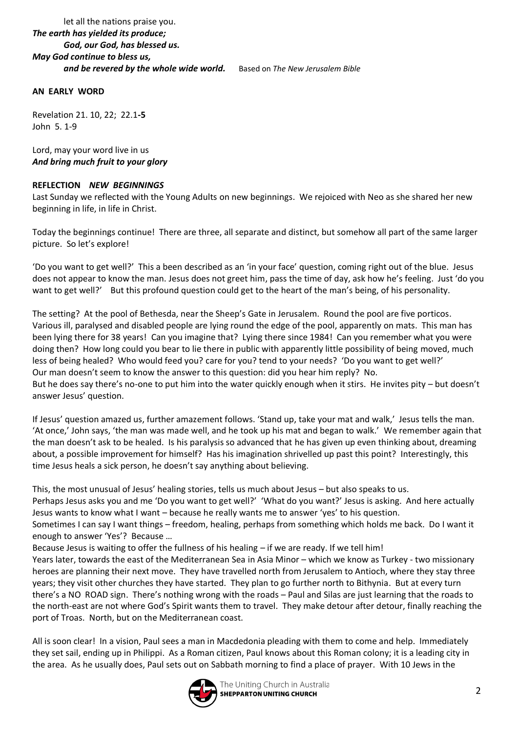let all the nations praise you.
***The earth has yielded its produce;***
***God, our God, has blessed us.***
***May God continue to bless us,***
***and be revered by the whole wide world.*** Based on *The New Jerusalem Bible*

**AN EARLY WORD**

Revelation 21. 10, 22; 22.1**-5**
John 5. 1-9

Lord, may your word live in us
***And bring much fruit to your glory***

**REFLECTION** ***NEW BEGINNINGS***

Last Sunday we reflected with the Young Adults on new beginnings. We rejoiced with Neo as she shared her new beginning in life, in life in Christ.

Today the beginnings continue! There are three, all separate and distinct, but somehow all part of the same larger picture. So let's explore!

'Do you want to get well?' This a been described as an 'in your face' question, coming right out of the blue. Jesus does not appear to know the man. Jesus does not greet him, pass the time of day, ask how he's feeling. Just 'do you want to get well?' But this profound question could get to the heart of the man's being, of his personality.

The setting? At the pool of Bethesda, near the Sheep's Gate in Jerusalem. Round the pool are five porticos. Various ill, paralysed and disabled people are lying round the edge of the pool, apparently on mats. This man has been lying there for 38 years! Can you imagine that? Lying there since 1984! Can you remember what you were doing then? How long could you bear to lie there in public with apparently little possibility of being moved, much less of being healed? Who would feed you? care for you? tend to your needs? 'Do you want to get well?'
Our man doesn't seem to know the answer to this question: did you hear him reply? No.
But he does say there's no-one to put him into the water quickly enough when it stirs. He invites pity – but doesn't answer Jesus' question.

If Jesus' question amazed us, further amazement follows. 'Stand up, take your mat and walk,' Jesus tells the man. 'At once,' John says, 'the man was made well, and he took up his mat and began to walk.' We remember again that the man doesn't ask to be healed. Is his paralysis so advanced that he has given up even thinking about, dreaming about, a possible improvement for himself? Has his imagination shrivelled up past this point? Interestingly, this time Jesus heals a sick person, he doesn't say anything about believing.

This, the most unusual of Jesus' healing stories, tells us much about Jesus – but also speaks to us.
Perhaps Jesus asks you and me 'Do you want to get well?' 'What do you want?' Jesus is asking. And here actually Jesus wants to know what I want – because he really wants me to answer 'yes' to his question.
Sometimes I can say I want things – freedom, healing, perhaps from something which holds me back. Do I want it enough to answer 'Yes'? Because …
Because Jesus is waiting to offer the fullness of his healing – if we are ready. If we tell him!
Years later, towards the east of the Mediterranean Sea in Asia Minor – which we know as Turkey - two missionary heroes are planning their next move. They have travelled north from Jerusalem to Antioch, where they stay three years; they visit other churches they have started. They plan to go further north to Bithynia. But at every turn there's a NO ROAD sign. There's nothing wrong with the roads – Paul and Silas are just learning that the roads to the north-east are not where God's Spirit wants them to travel. They make detour after detour, finally reaching the port of Troas. North, but on the Mediterranean coast.

All is soon clear! In a vision, Paul sees a man in Macdedonia pleading with them to come and help. Immediately they set sail, ending up in Philippi. As a Roman citizen, Paul knows about this Roman colony; it is a leading city in the area. As he usually does, Paul sets out on Sabbath morning to find a place of prayer. With 10 Jews in the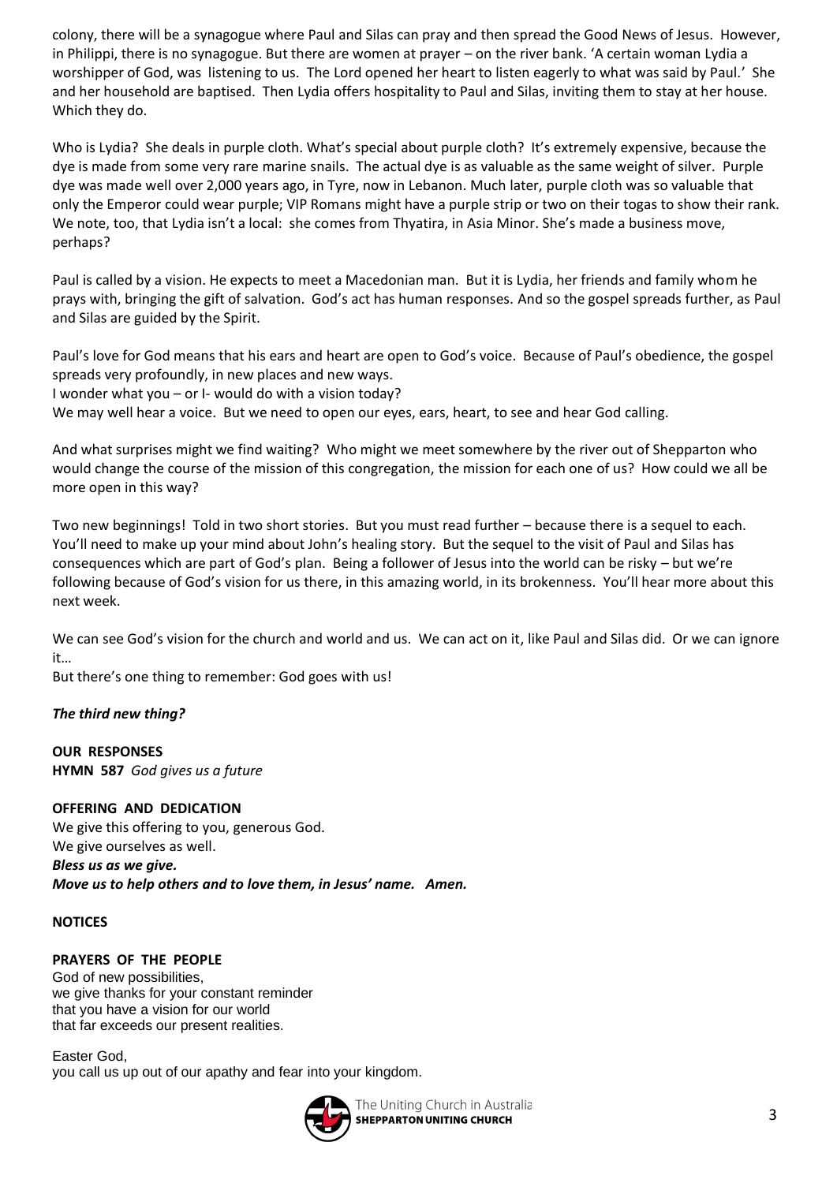colony, there will be a synagogue where Paul and Silas can pray and then spread the Good News of Jesus. However, in Philippi, there is no synagogue. But there are women at prayer – on the river bank. 'A certain woman Lydia a worshipper of God, was listening to us. The Lord opened her heart to listen eagerly to what was said by Paul.' She and her household are baptised. Then Lydia offers hospitality to Paul and Silas, inviting them to stay at her house. Which they do.

Who is Lydia? She deals in purple cloth. What's special about purple cloth? It's extremely expensive, because the dye is made from some very rare marine snails. The actual dye is as valuable as the same weight of silver. Purple dye was made well over 2,000 years ago, in Tyre, now in Lebanon. Much later, purple cloth was so valuable that only the Emperor could wear purple; VIP Romans might have a purple strip or two on their togas to show their rank. We note, too, that Lydia isn't a local: she comes from Thyatira, in Asia Minor. She's made a business move, perhaps?

Paul is called by a vision. He expects to meet a Macedonian man. But it is Lydia, her friends and family whom he prays with, bringing the gift of salvation. God's act has human responses. And so the gospel spreads further, as Paul and Silas are guided by the Spirit.

Paul's love for God means that his ears and heart are open to God's voice. Because of Paul's obedience, the gospel spreads very profoundly, in new places and new ways.
I wonder what you – or I- would do with a vision today?
We may well hear a voice. But we need to open our eyes, ears, heart, to see and hear God calling.

And what surprises might we find waiting? Who might we meet somewhere by the river out of Shepparton who would change the course of the mission of this congregation, the mission for each one of us? How could we all be more open in this way?

Two new beginnings! Told in two short stories. But you must read further – because there is a sequel to each. You'll need to make up your mind about John's healing story. But the sequel to the visit of Paul and Silas has consequences which are part of God's plan. Being a follower of Jesus into the world can be risky – but we're following because of God's vision for us there, in this amazing world, in its brokenness. You'll hear more about this next week.

We can see God's vision for the church and world and us. We can act on it, like Paul and Silas did. Or we can ignore it…
But there's one thing to remember: God goes with us!

***The third new thing?***

**OUR RESPONSES**
**HYMN 587** *God gives us a future*

**OFFERING AND DEDICATION**
We give this offering to you, generous God.
We give ourselves as well.
***Bless us as we give.***
***Move us to help others and to love them, in Jesus' name. Amen.***

**NOTICES**

**PRAYERS OF THE PEOPLE**
God of new possibilities,
we give thanks for your constant reminder
that you have a vision for our world
that far exceeds our present realities.

Easter God,
you call us up out of our apathy and fear into your kingdom.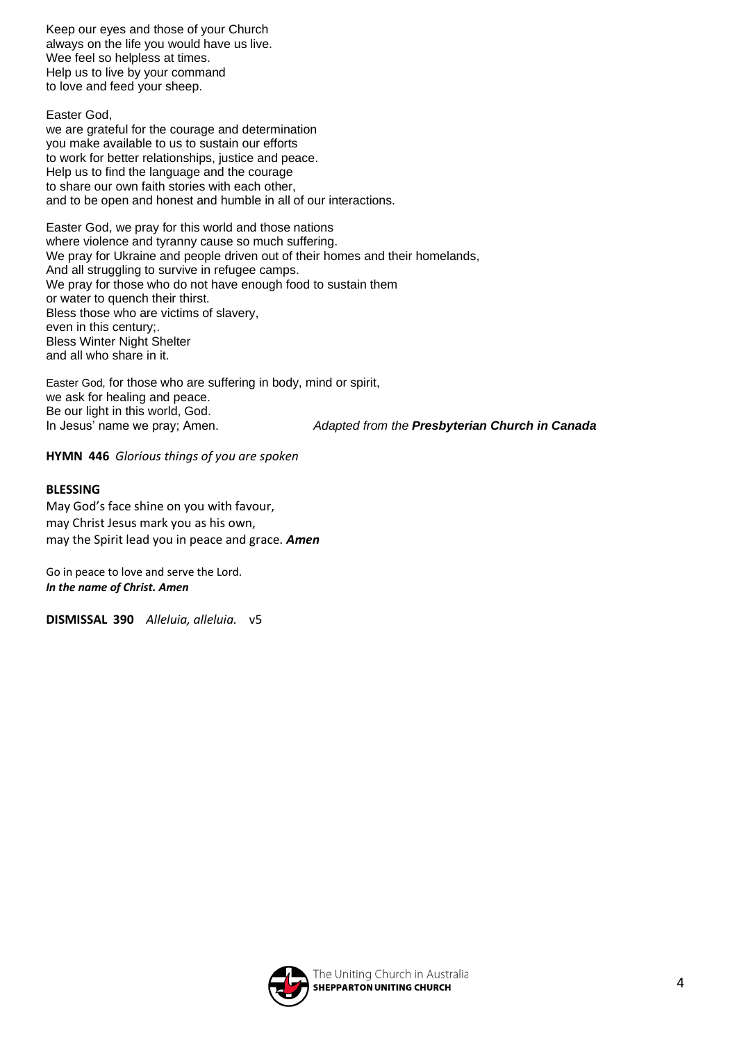Keep our eyes and those of your Church
always on the life you would have us live.
Wee feel so helpless at times.
Help us to live by your command
to love and feed your sheep.

Easter God,
we are grateful for the courage and determination
you make available to us to sustain our efforts
to work for better relationships, justice and peace.
Help us to find the language and the courage
to share our own faith stories with each other,
and to be open and honest and humble in all of our interactions.

Easter God, we pray for this world and those nations
where violence and tyranny cause so much suffering.
We pray for Ukraine and people driven out of their homes and their homelands,
And all struggling to survive in refugee camps.
We pray for those who do not have enough food to sustain them
or water to quench their thirst.
Bless those who are victims of slavery,
even in this century;.
Bless Winter Night Shelter
and all who share in it.

Easter God, for those who are suffering in body, mind or spirit,
we ask for healing and peace.
Be our light in this world, God.
In Jesus' name we pray; Amen.

*Adapted from the **Presbyterian Church in Canada***

**HYMN 446** *Glorious things of you are spoken*

**BLESSING**

May God's face shine on you with favour,
may Christ Jesus mark you as his own,
may the Spirit lead you in peace and grace. ***Amen***

Go in peace to love and serve the Lord.
***In the name of Christ. Amen***

**DISMISSAL 390** *Alleluia, alleluia.* v5